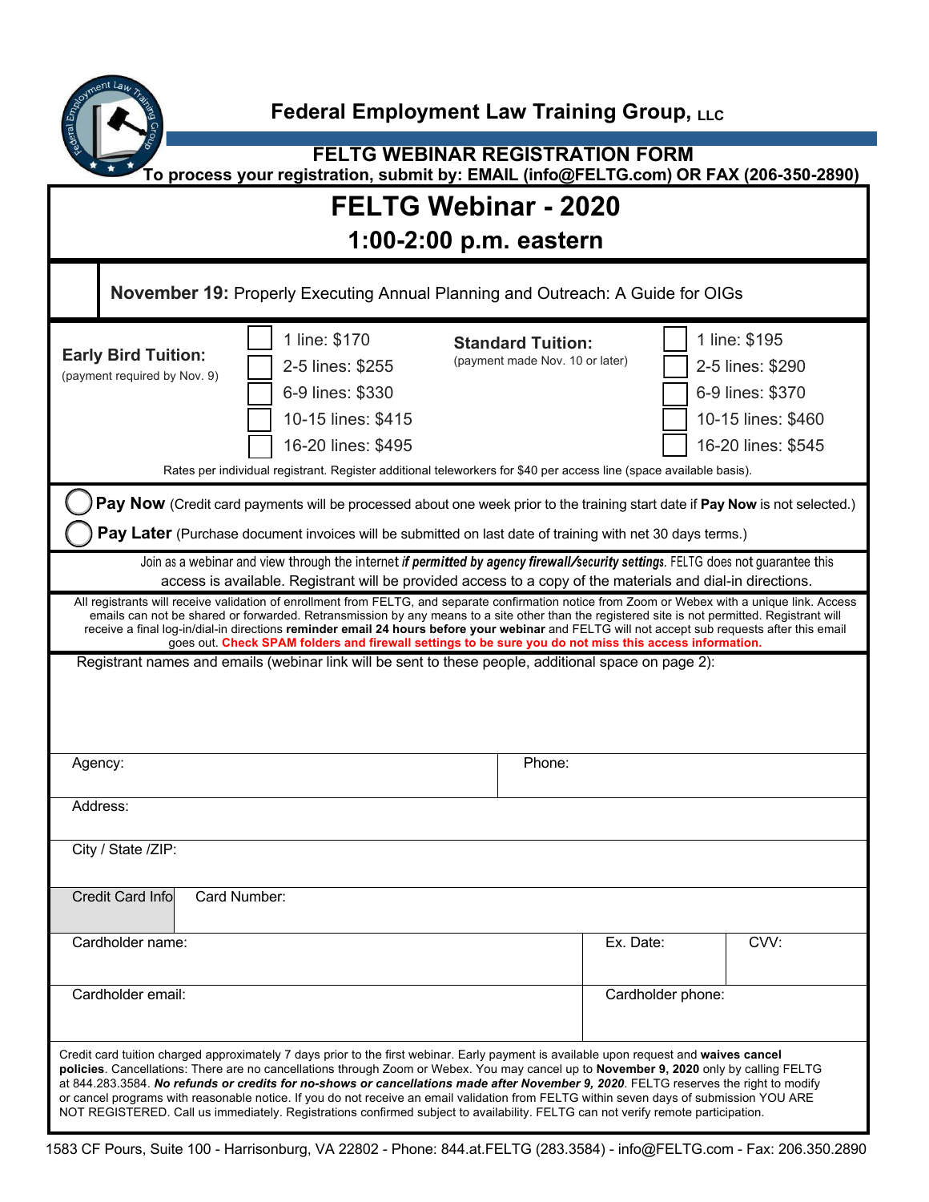# Federal Employment Law Training Group, LLC

## FELTG WEBINAR REGISTRATION FORM

**To process your registration, submit by: EMAIL (info@FELTG.com) OR FAX (206-350-2890)**

# FELTG Webinar - 2020

## 1:00-2:00 p.m. eastern

**November 19:** Properly Executing Annual Planning and Outreach: A Guide for OIGs

| Early Bird Tuition: (payment required by Nov. 9) | Standard Tuition: (payment made Nov. 10 or later) |
|---|---|
| ☐ 1 line: $170 | ☐ 1 line: $195 |
| ☐ 2-5 lines: $255 | ☐ 2-5 lines: $290 |
| ☐ 6-9 lines: $330 | ☐ 6-9 lines: $370 |
| ☐ 10-15 lines: $415 | ☐ 10-15 lines: $460 |
| ☐ 16-20 lines: $495 | ☐ 16-20 lines: $545 |

Rates per individual registrant. Register additional teleworkers for $40 per access line (space available basis).

◯ **Pay Now** (Credit card payments will be processed about one week prior to the training start date if **Pay Now** is not selected.)

◯ **Pay Later** (Purchase document invoices will be submitted on last date of training with net 30 days terms.)

Join as a webinar and view through the internet ***if permitted by agency firewall/security settings***. FELTG does not guarantee this access is available. Registrant will be provided access to a copy of the materials and dial-in directions.

All registrants will receive validation of enrollment from FELTG, and separate confirmation notice from Zoom or Webex with a unique link. Access emails can not be shared or forwarded. Retransmission by any means to a site other than the registered site is not permitted. Registrant will receive a final log-in/dial-in directions **reminder email 24 hours before your webinar** and FELTG will not accept sub requests after this email goes out. **Check SPAM folders and firewall settings to be sure you do not miss this access information.**

Registrant names and emails (webinar link will be sent to these people, additional space on page 2):

| | |
|---|---|
| Agency: | Phone: |
| Address: | |
| City / State /ZIP: | |
| Credit Card Info — Card Number: | |

| | | |
|---|---|---|
| Cardholder name: | Ex. Date: | CVV: |
| Cardholder email: | Cardholder phone: | |

Credit card tuition charged approximately 7 days prior to the first webinar. Early payment is available upon request and **waives cancel policies**. Cancellations: There are no cancellations through Zoom or Webex. You may cancel up to **November 9, 2020** only by calling FELTG at 844.283.3584. ***No refunds or credits for no-shows or cancellations made after November 9, 2020***. FELTG reserves the right to modify or cancel programs with reasonable notice. If you do not receive an email validation from FELTG within seven days of submission YOU ARE NOT REGISTERED. Call us immediately. Registrations confirmed subject to availability. FELTG can not verify remote participation.

1583 CF Pours, Suite 100 - Harrisonburg, VA 22802 - Phone: 844.at.FELTG (283.3584) - info@FELTG.com - Fax: 206.350.2890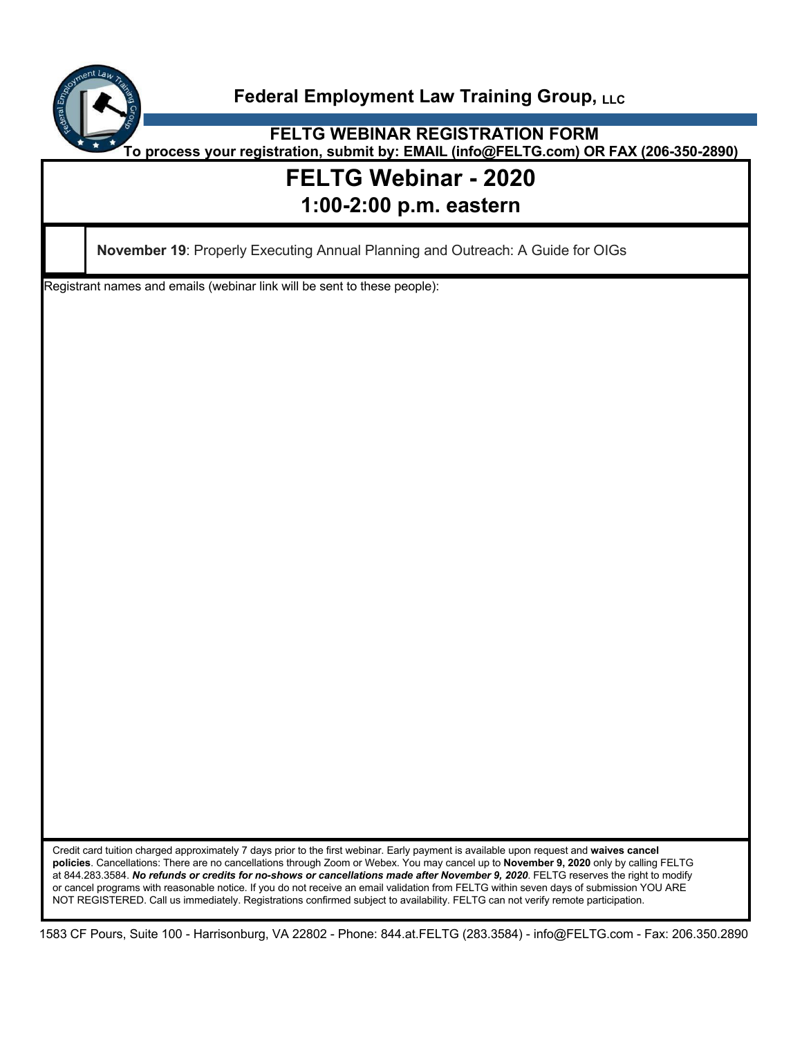# Federal Employment Law Training Group, LLC

## FELTG WEBINAR REGISTRATION FORM

**To process your registration, submit by: EMAIL (info@FELTG.com) OR FAX (206-350-2890)**

# FELTG Webinar - 2020

## 1:00-2:00 p.m. eastern

| | |
|---|---|
| | **November 19**: Properly Executing Annual Planning and Outreach: A Guide for OIGs |

Registrant names and emails (webinar link will be sent to these people):

Credit card tuition charged approximately 7 days prior to the first webinar. Early payment is available upon request and **waives cancel policies**. Cancellations: There are no cancellations through Zoom or Webex. You may cancel up to **November 9, 2020** only by calling FELTG at 844.283.3584. ***No refunds or credits for no-shows or cancellations made after November 9, 2020***. FELTG reserves the right to modify or cancel programs with reasonable notice. If you do not receive an email validation from FELTG within seven days of submission YOU ARE NOT REGISTERED. Call us immediately. Registrations confirmed subject to availability. FELTG can not verify remote participation.

1583 CF Pours, Suite 100 - Harrisonburg, VA 22802 - Phone: 844.at.FELTG (283.3584) - info@FELTG.com - Fax: 206.350.2890